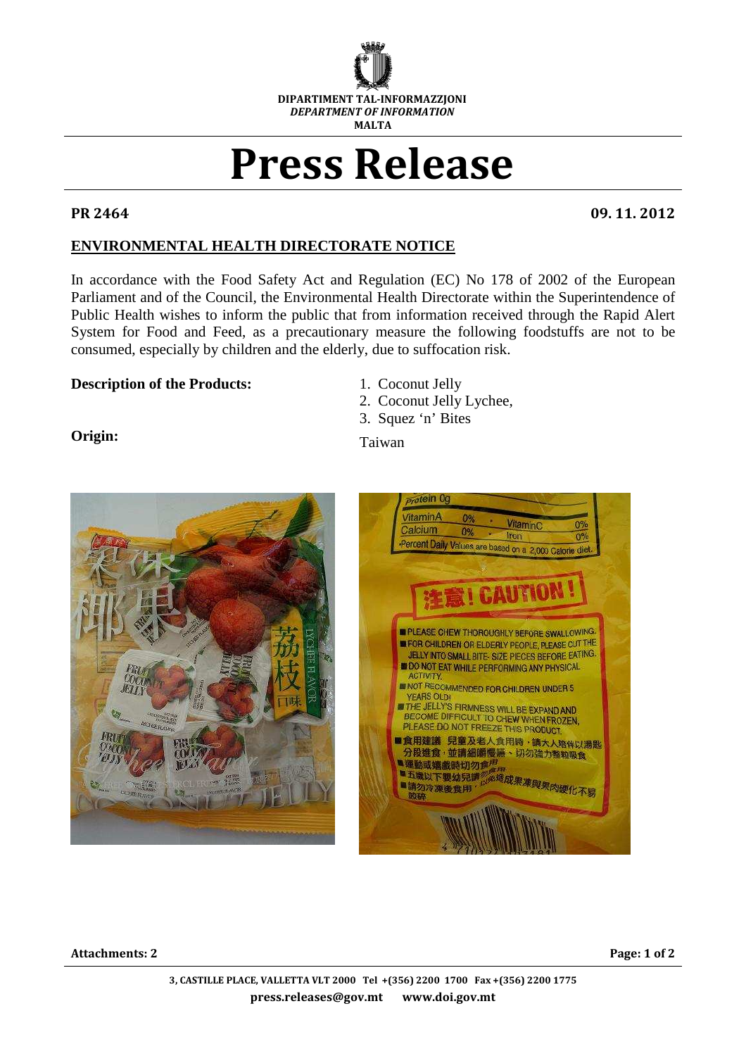**DIPARTIMENT TAL-INFORMAZZJONI**
*DEPARTMENT OF INFORMATION*
**MALTA**

# Press Release

**PR 2464** **09. 11. 2012**

## ENVIRONMENTAL HEALTH DIRECTORATE NOTICE

In accordance with the Food Safety Act and Regulation (EC) No 178 of 2002 of the European Parliament and of the Council, the Environmental Health Directorate within the Superintendence of Public Health wishes to inform the public that from information received through the Rapid Alert System for Food and Feed, as a precautionary measure the following foodstuffs are not to be consumed, especially by children and the elderly, due to suffocation risk.

**Description of the Products:**

1. Coconut Jelly
2. Coconut Jelly Lychee,
3. Squez 'n' Bites

**Origin:** Taiwan

**Attachments: 2**

**3, CASTILLE PLACE, VALLETTA VLT 2000 Tel +(356) 2200 1700 Fax +(356) 2200 1775**
**press.releases@gov.mt www.doi.gov.mt**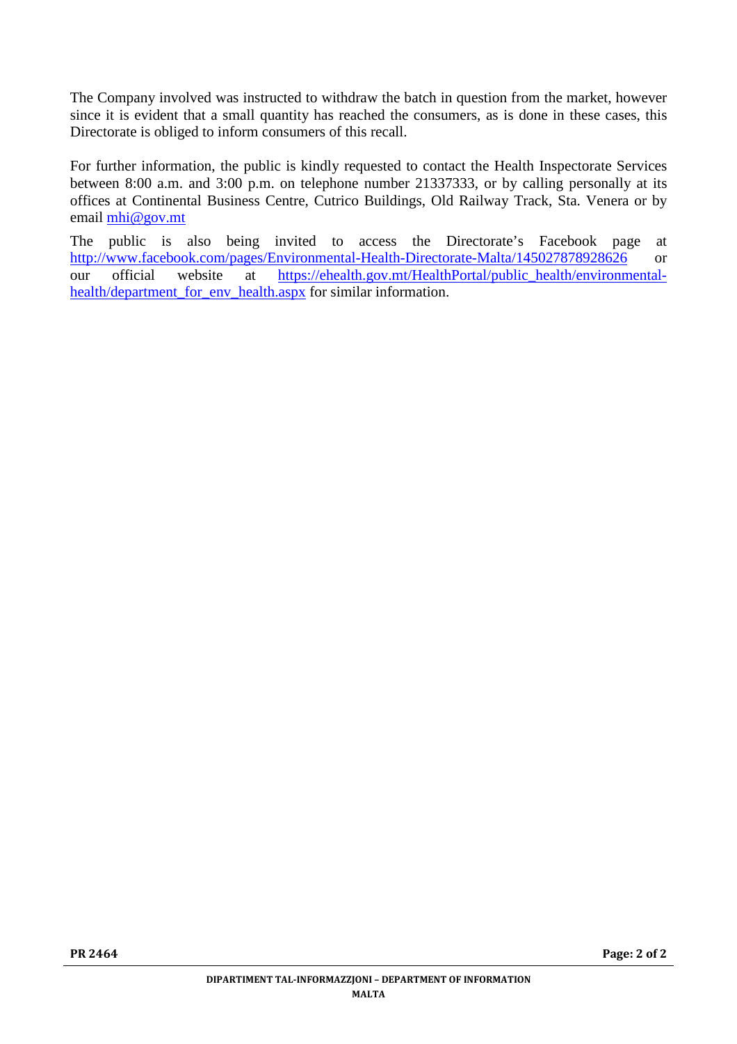The Company involved was instructed to withdraw the batch in question from the market, however since it is evident that a small quantity has reached the consumers, as is done in these cases, this Directorate is obliged to inform consumers of this recall.

For further information, the public is kindly requested to contact the Health Inspectorate Services between 8:00 a.m. and 3:00 p.m. on telephone number 21337333, or by calling personally at its offices at Continental Business Centre, Cutrico Buildings, Old Railway Track, Sta. Venera or by email [mhi@gov.mt](mailto:mhi@gov.mt)

The public is also being invited to access the Directorate's Facebook page at [http://www.facebook.com/pages/Environmental-Health-Directorate-Malta/145027878928626](http://www.facebook.com/pages/Environmental-Health-Directorate-Malta/145027878928626) or our official website at [https://ehealth.gov.mt/HealthPortal/public_health/environmental-health/department_for_env_health.aspx](https://ehealth.gov.mt/HealthPortal/public_health/environmental-health/department_for_env_health.aspx) for similar information.